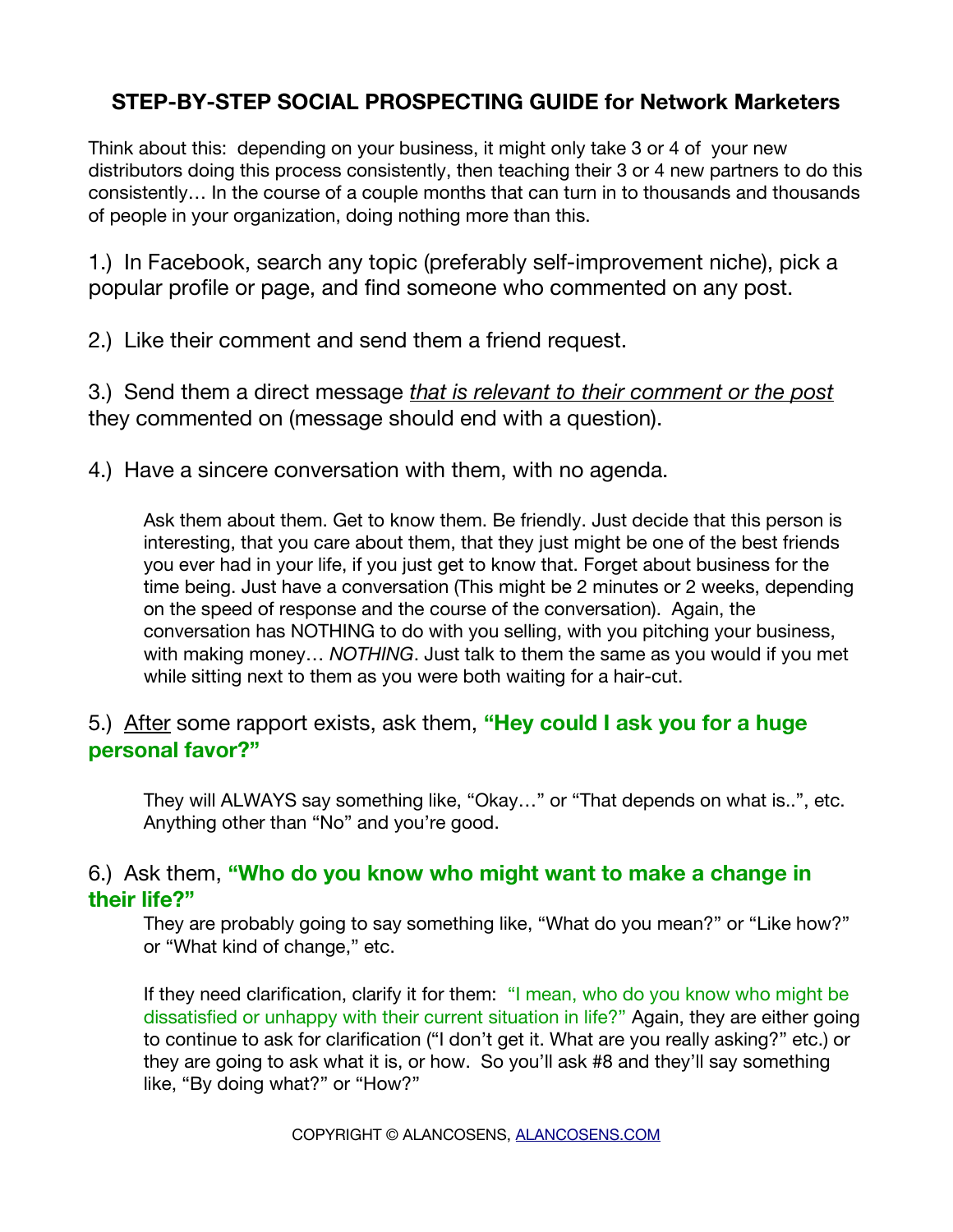# STEP-BY-STEP SOCIAL PROSPECTING GUIDE for Network Marketers

Think about this: depending on your business, it might only take 3 or 4 of your new distributors doing this process consistently, then teaching their 3 or 4 new partners to do this consistently… In the course of a couple months that can turn in to thousands and thousands of people in your organization, doing nothing more than this.

1.) In Facebook, search any topic (preferably self-improvement niche), pick a popular profile or page, and find someone who commented on any post.

2.) Like their comment and send them a friend request.

3.) Send them a direct message *that is relevant to their comment or the post* they commented on (message should end with a question).

4.) Have a sincere conversation with them, with no agenda.

> Ask them about them. Get to know them. Be friendly. Just decide that this person is interesting, that you care about them, that they just might be one of the best friends you ever had in your life, if you just get to know that. Forget about business for the time being. Just have a conversation (This might be 2 minutes or 2 weeks, depending on the speed of response and the course of the conversation). Again, the conversation has NOTHING to do with you selling, with you pitching your business, with making money… *NOTHING*. Just talk to them the same as you would if you met while sitting next to them as you were both waiting for a hair-cut.

5.) After some rapport exists, ask them, **"Hey could I ask you for a huge personal favor?"**

> They will ALWAYS say something like, "Okay…" or "That depends on what is..", etc. Anything other than "No" and you're good.

6.) Ask them, **"Who do you know who might want to make a change in their life?"**

> They are probably going to say something like, "What do you mean?" or "Like how?" or "What kind of change," etc.
>
> If they need clarification, clarify it for them: "I mean, who do you know who might be dissatisfied or unhappy with their current situation in life?" Again, they are either going to continue to ask for clarification ("I don't get it. What are you really asking?" etc.) or they are going to ask what it is, or how. So you'll ask #8 and they'll say something like, "By doing what?" or "How?"

COPYRIGHT © ALANCOSENS, ALANCOSENS.COM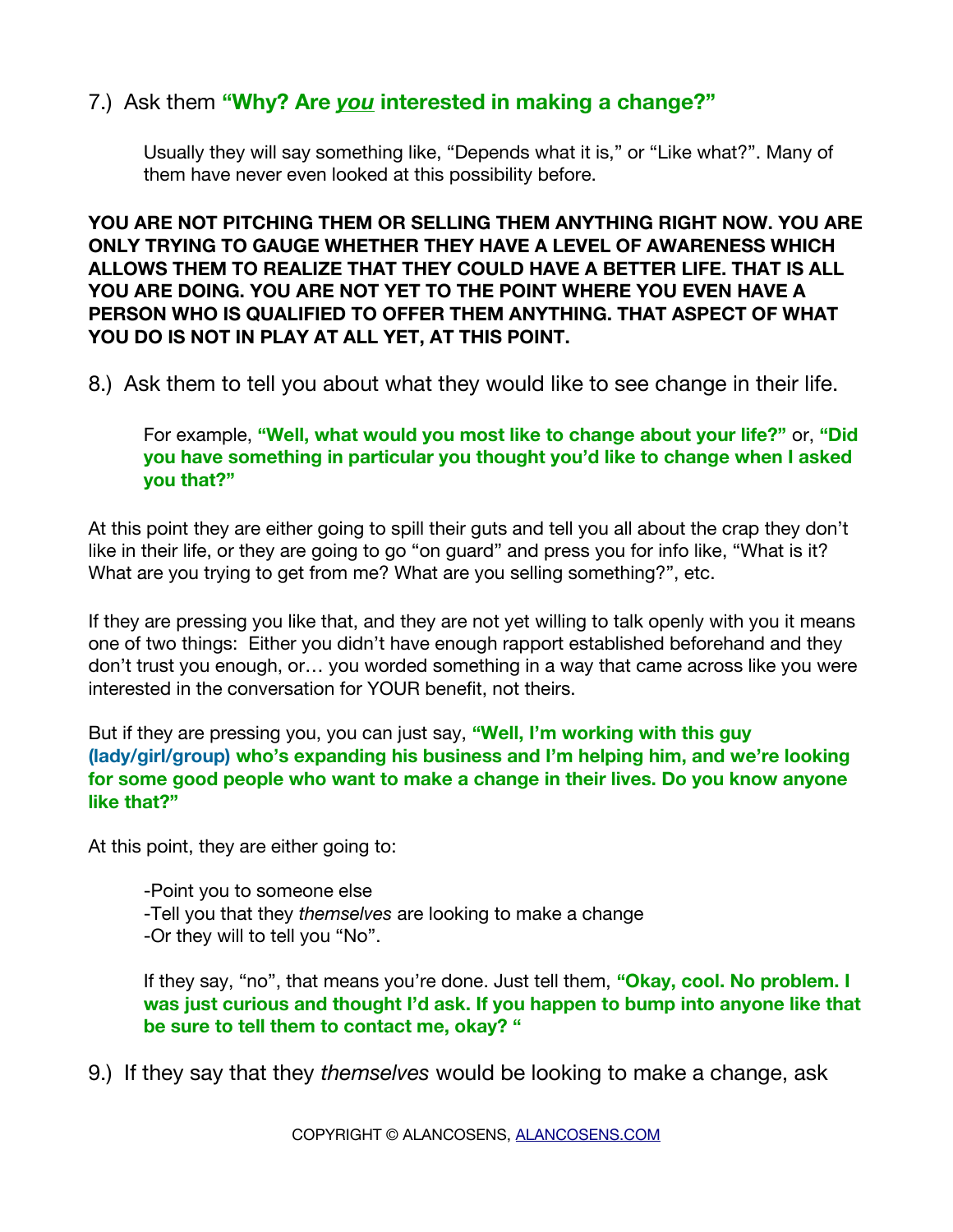7.) Ask them **"Why? Are *you* interested in making a change?"**

> Usually they will say something like, "Depends what it is," or "Like what?". Many of them have never even looked at this possibility before.

**YOU ARE NOT PITCHING THEM OR SELLING THEM ANYTHING RIGHT NOW. YOU ARE ONLY TRYING TO GAUGE WHETHER THEY HAVE A LEVEL OF AWARENESS WHICH ALLOWS THEM TO REALIZE THAT THEY COULD HAVE A BETTER LIFE. THAT IS ALL YOU ARE DOING. YOU ARE NOT YET TO THE POINT WHERE YOU EVEN HAVE A PERSON WHO IS QUALIFIED TO OFFER THEM ANYTHING. THAT ASPECT OF WHAT YOU DO IS NOT IN PLAY AT ALL YET, AT THIS POINT.**

8.) Ask them to tell you about what they would like to see change in their life.

> For example, **"Well, what would you most like to change about your life?"** or, **"Did you have something in particular you thought you'd like to change when I asked you that?"**

At this point they are either going to spill their guts and tell you all about the crap they don't like in their life, or they are going to go "on guard" and press you for info like, "What is it? What are you trying to get from me? What are you selling something?", etc.

If they are pressing you like that, and they are not yet willing to talk openly with you it means one of two things: Either you didn't have enough rapport established beforehand and they don't trust you enough, or… you worded something in a way that came across like you were interested in the conversation for YOUR benefit, not theirs.

But if they are pressing you, you can just say, **"Well, I'm working with this guy (lady/girl/group) who's expanding his business and I'm helping him, and we're looking for some good people who want to make a change in their lives. Do you know anyone like that?"**

At this point, they are either going to:

> -Point you to someone else
> -Tell you that they *themselves* are looking to make a change
> -Or they will to tell you "No".
>
> If they say, "no", that means you're done. Just tell them, **"Okay, cool. No problem. I was just curious and thought I'd ask. If you happen to bump into anyone like that be sure to tell them to contact me, okay? "**

9.) If they say that they *themselves* would be looking to make a change, ask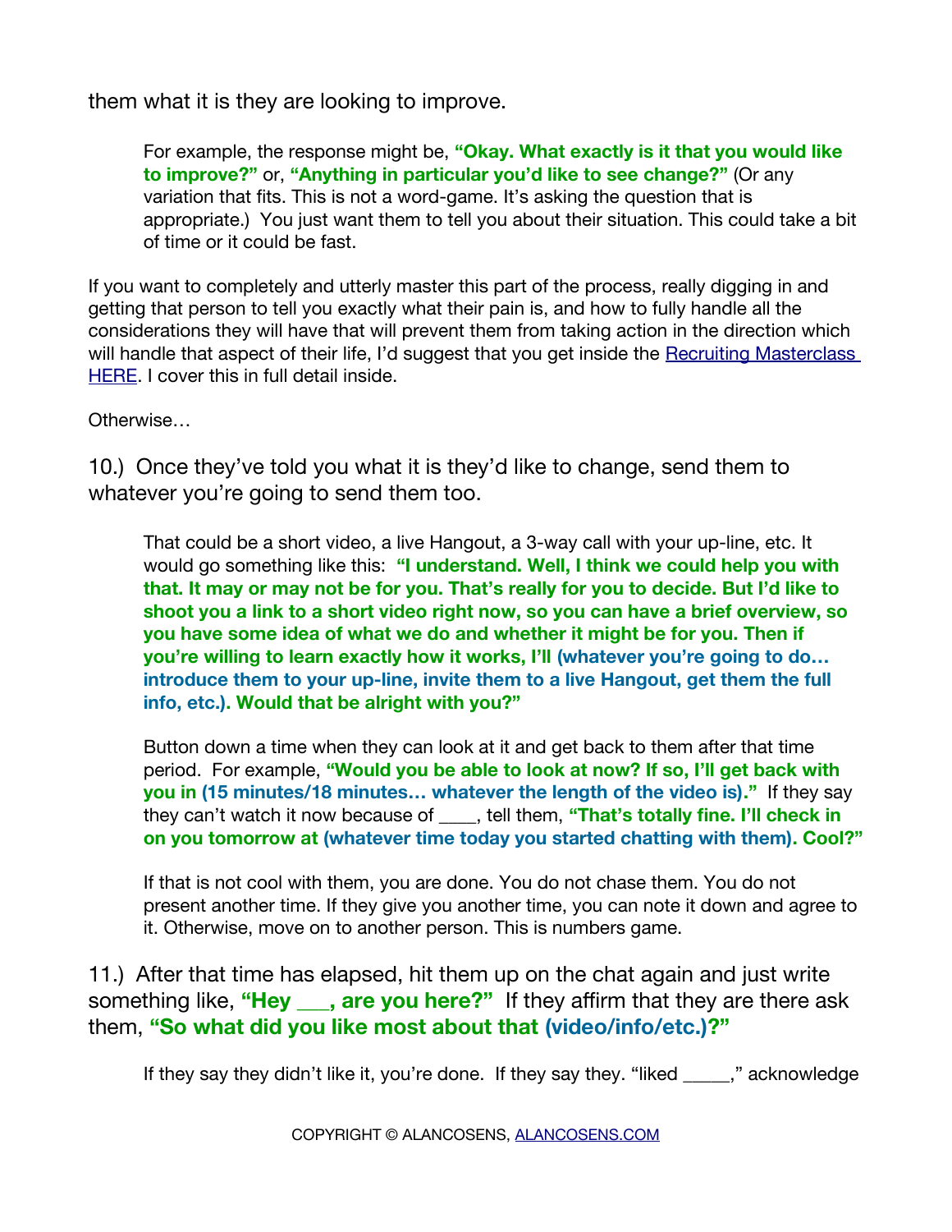them what it is they are looking to improve.

> For example, the response might be, **"Okay. What exactly is it that you would like to improve?"** or, **"Anything in particular you'd like to see change?"** (Or any variation that fits. This is not a word-game. It's asking the question that is appropriate.) You just want them to tell you about their situation. This could take a bit of time or it could be fast.

If you want to completely and utterly master this part of the process, really digging in and getting that person to tell you exactly what their pain is, and how to fully handle all the considerations they will have that will prevent them from taking action in the direction which will handle that aspect of their life, I'd suggest that you get inside the [Recruiting Masterclass HERE](). I cover this in full detail inside.

Otherwise…

### 10.) Once they've told you what it is they'd like to change, send them to whatever you're going to send them too.

> That could be a short video, a live Hangout, a 3-way call with your up-line, etc. It would go something like this: **"I understand. Well, I think we could help you with that. It may or may not be for you. That's really for you to decide. But I'd like to shoot you a link to a short video right now, so you can have a brief overview, so you have some idea of what we do and whether it might be for you. Then if you're willing to learn exactly how it works, I'll (whatever you're going to do… introduce them to your up-line, invite them to a live Hangout, get them the full info, etc.). Would that be alright with you?"**
>
> Button down a time when they can look at it and get back to them after that time period. For example, **"Would you be able to look at now? If so, I'll get back with you in (15 minutes/18 minutes… whatever the length of the video is)."** If they say they can't watch it now because of ____, tell them, **"That's totally fine. I'll check in on you tomorrow at (whatever time today you started chatting with them). Cool?"**
>
> If that is not cool with them, you are done. You do not chase them. You do not present another time. If they give you another time, you can note it down and agree to it. Otherwise, move on to another person. This is numbers game.

### 11.) After that time has elapsed, hit them up on the chat again and just write something like, **"Hey ___, are you here?"** If they affirm that they are there ask them, **"So what did you like most about that (video/info/etc.)?"**

> If they say they didn't like it, you're done. If they say they. "liked _____," acknowledge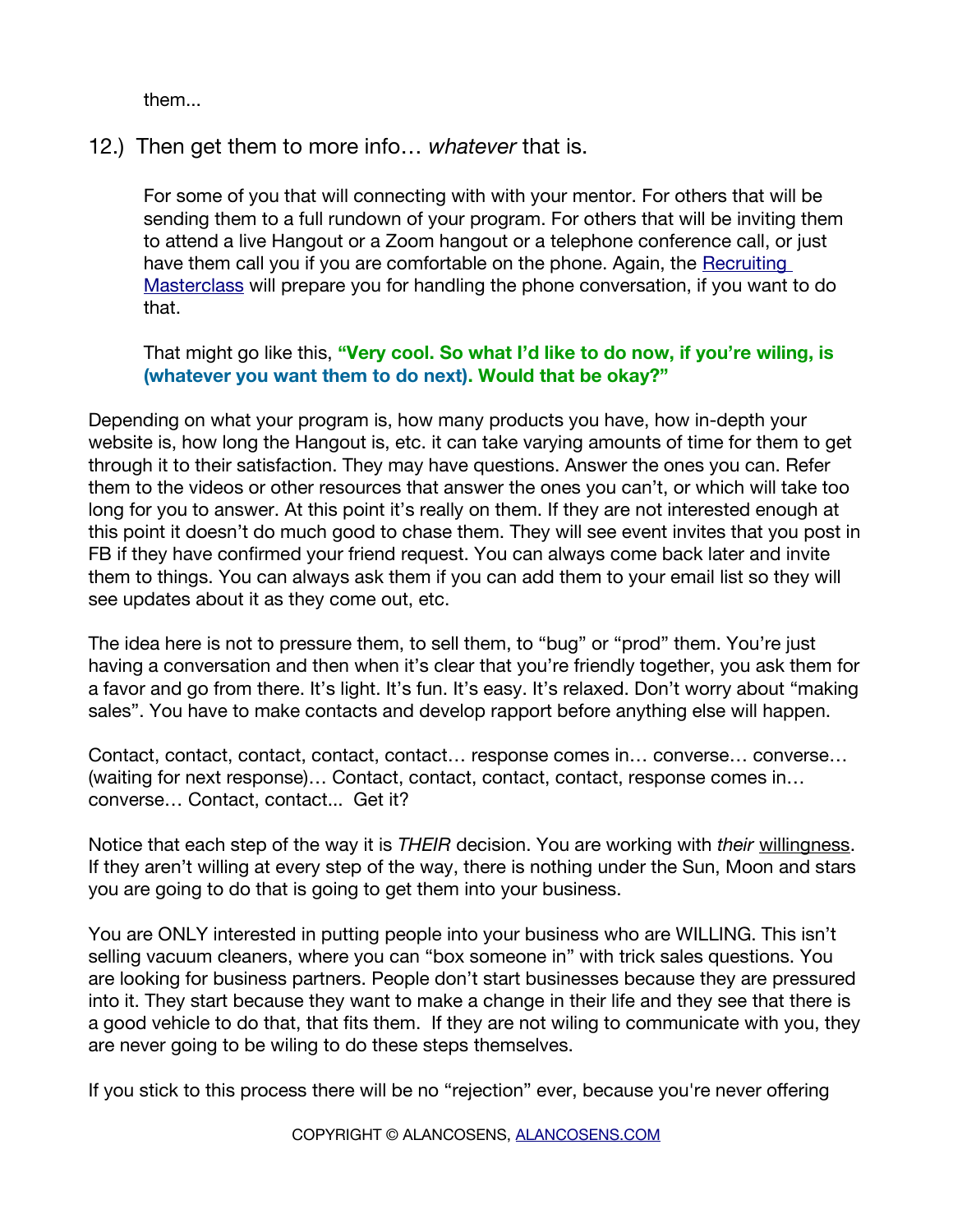them...

12.) Then get them to more info… *whatever* that is.

For some of you that will connecting with with your mentor. For others that will be sending them to a full rundown of your program. For others that will be inviting them to attend a live Hangout or a Zoom hangout or a telephone conference call, or just have them call you if you are comfortable on the phone. Again, the [Recruiting Masterclass]() will prepare you for handling the phone conversation, if you want to do that.

That might go like this, **"Very cool. So what I'd like to do now, if you're wiling, is (whatever you want them to do next). Would that be okay?"**

Depending on what your program is, how many products you have, how in-depth your website is, how long the Hangout is, etc. it can take varying amounts of time for them to get through it to their satisfaction. They may have questions. Answer the ones you can. Refer them to the videos or other resources that answer the ones you can't, or which will take too long for you to answer. At this point it's really on them. If they are not interested enough at this point it doesn't do much good to chase them. They will see event invites that you post in FB if they have confirmed your friend request. You can always come back later and invite them to things. You can always ask them if you can add them to your email list so they will see updates about it as they come out, etc.

The idea here is not to pressure them, to sell them, to "bug" or "prod" them. You're just having a conversation and then when it's clear that you're friendly together, you ask them for a favor and go from there. It's light. It's fun. It's easy. It's relaxed. Don't worry about "making sales". You have to make contacts and develop rapport before anything else will happen.

Contact, contact, contact, contact, contact… response comes in… converse… converse… (waiting for next response)… Contact, contact, contact, contact, response comes in… converse… Contact, contact... Get it?

Notice that each step of the way it is *THEIR* decision. You are working with *their* willingness. If they aren't willing at every step of the way, there is nothing under the Sun, Moon and stars you are going to do that is going to get them into your business.

You are ONLY interested in putting people into your business who are WILLING. This isn't selling vacuum cleaners, where you can "box someone in" with trick sales questions. You are looking for business partners. People don't start businesses because they are pressured into it. They start because they want to make a change in their life and they see that there is a good vehicle to do that, that fits them. If they are not wiling to communicate with you, they are never going to be wiling to do these steps themselves.

If you stick to this process there will be no "rejection" ever, because you're never offering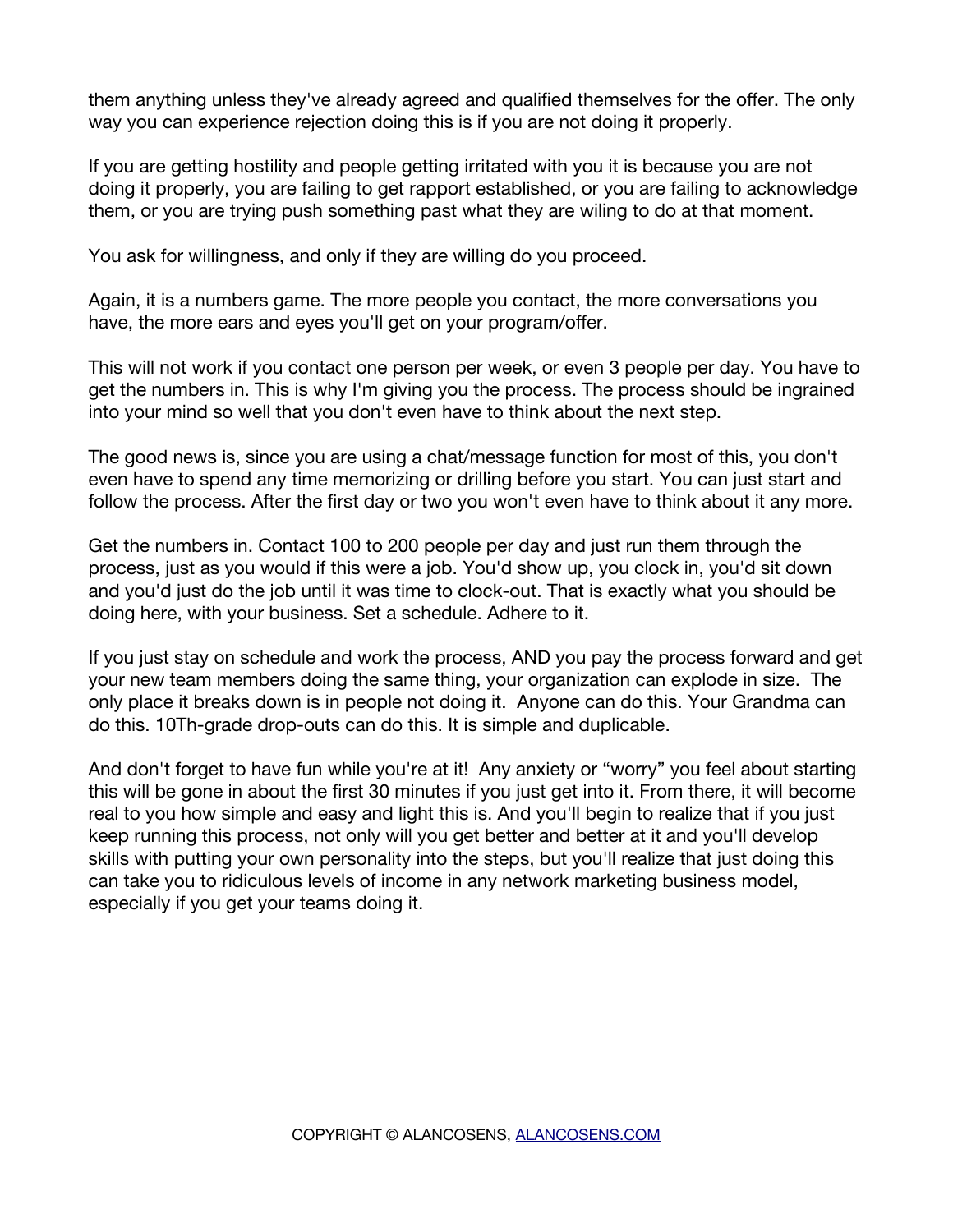them anything unless they've already agreed and qualified themselves for the offer. The only way you can experience rejection doing this is if you are not doing it properly.

If you are getting hostility and people getting irritated with you it is because you are not doing it properly, you are failing to get rapport established, or you are failing to acknowledge them, or you are trying push something past what they are wiling to do at that moment.

You ask for willingness, and only if they are willing do you proceed.

Again, it is a numbers game. The more people you contact, the more conversations you have, the more ears and eyes you'll get on your program/offer.

This will not work if you contact one person per week, or even 3 people per day. You have to get the numbers in. This is why I'm giving you the process. The process should be ingrained into your mind so well that you don't even have to think about the next step.

The good news is, since you are using a chat/message function for most of this, you don't even have to spend any time memorizing or drilling before you start. You can just start and follow the process. After the first day or two you won't even have to think about it any more.

Get the numbers in. Contact 100 to 200 people per day and just run them through the process, just as you would if this were a job. You'd show up, you clock in, you'd sit down and you'd just do the job until it was time to clock-out. That is exactly what you should be doing here, with your business. Set a schedule. Adhere to it.

If you just stay on schedule and work the process, AND you pay the process forward and get your new team members doing the same thing, your organization can explode in size. The only place it breaks down is in people not doing it. Anyone can do this. Your Grandma can do this. 10Th-grade drop-outs can do this. It is simple and duplicable.

And don't forget to have fun while you're at it! Any anxiety or "worry" you feel about starting this will be gone in about the first 30 minutes if you just get into it. From there, it will become real to you how simple and easy and light this is. And you'll begin to realize that if you just keep running this process, not only will you get better and better at it and you'll develop skills with putting your own personality into the steps, but you'll realize that just doing this can take you to ridiculous levels of income in any network marketing business model, especially if you get your teams doing it.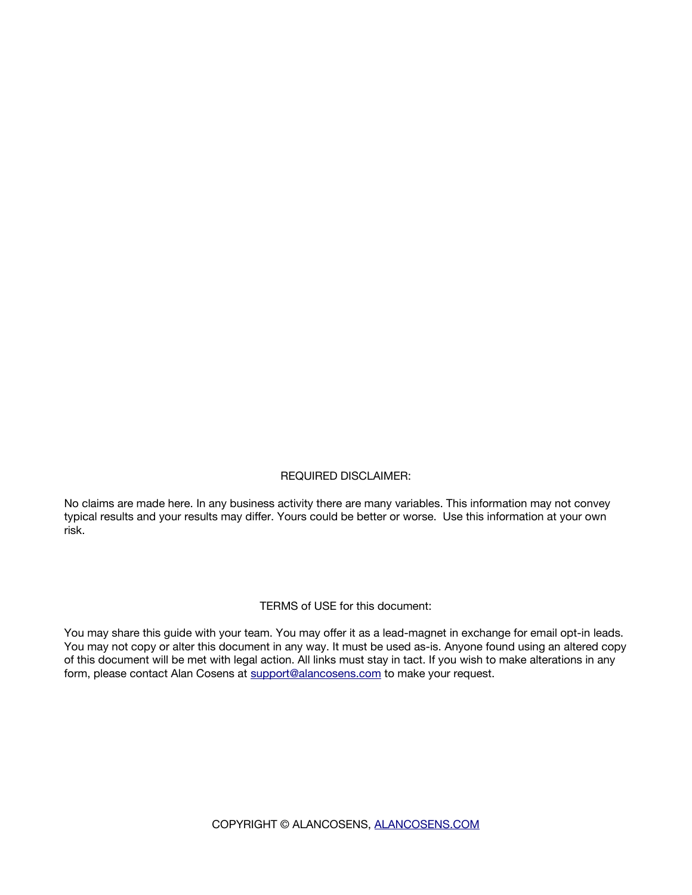REQUIRED DISCLAIMER:

No claims are made here. In any business activity there are many variables. This information may not convey typical results and your results may differ. Yours could be better or worse.  Use this information at your own risk.

TERMS of USE for this document:

You may share this guide with your team. You may offer it as a lead-magnet in exchange for email opt-in leads. You may not copy or alter this document in any way. It must be used as-is. Anyone found using an altered copy of this document will be met with legal action. All links must stay in tact. If you wish to make alterations in any form, please contact Alan Cosens at support@alancosens.com to make your request.

COPYRIGHT © ALANCOSENS, ALANCOSENS.COM